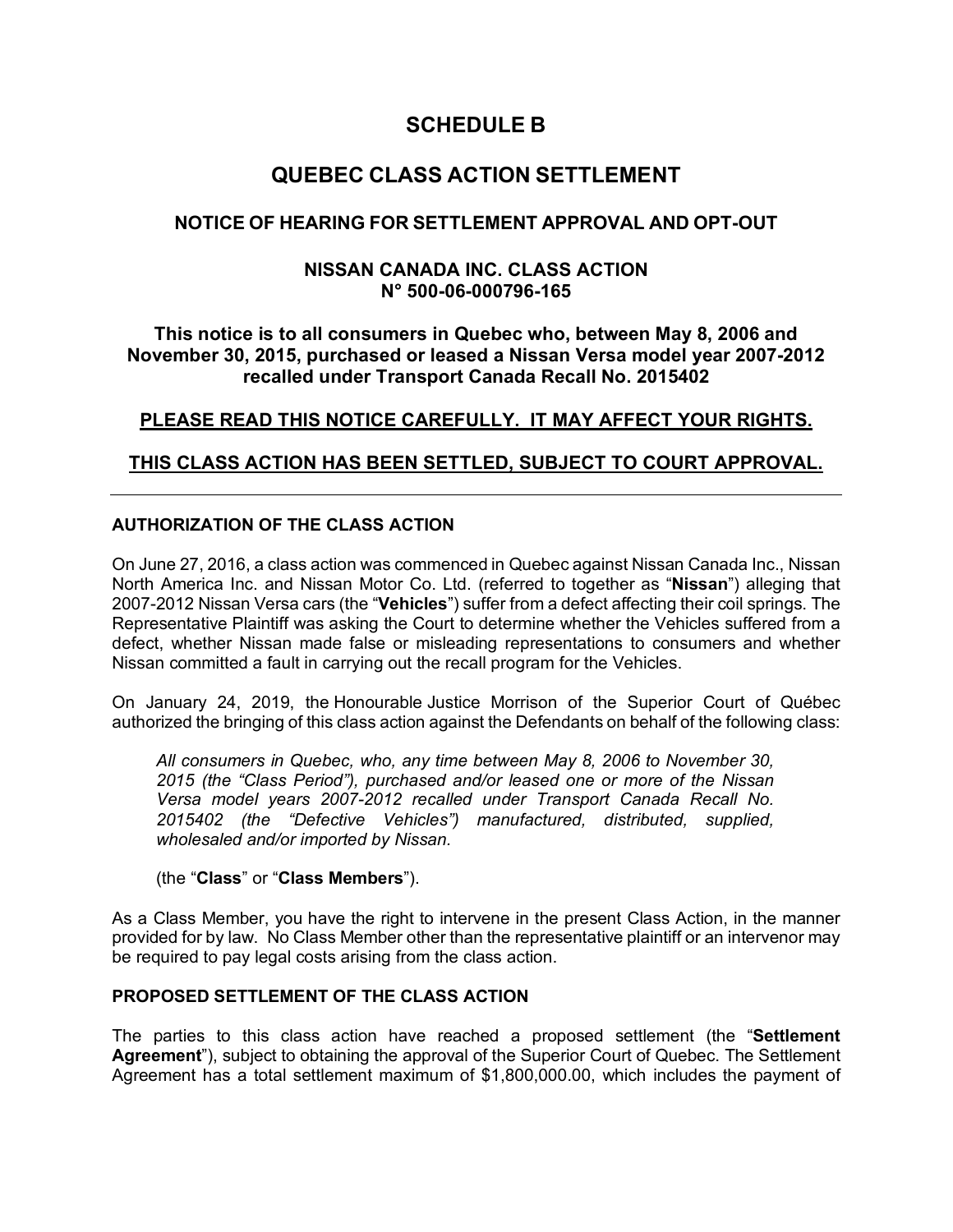# SCHEDULE B

## QUEBEC CLASS ACTION SETTLEMENT

### NOTICE OF HEARING FOR SETTLEMENT APPROVAL AND OPT-OUT

### NISSAN CANADA INC. CLASS ACTION
### N° 500-06-000796-165

### This notice is to all consumers in Quebec who, between May 8, 2006 and November 30, 2015, purchased or leased a Nissan Versa model year 2007-2012 recalled under Transport Canada Recall No. 2015402

**PLEASE READ THIS NOTICE CAREFULLY. IT MAY AFFECT YOUR RIGHTS.**

**THIS CLASS ACTION HAS BEEN SETTLED, SUBJECT TO COURT APPROVAL.**

---

**AUTHORIZATION OF THE CLASS ACTION**

On June 27, 2016, a class action was commenced in Quebec against Nissan Canada Inc., Nissan North America Inc. and Nissan Motor Co. Ltd. (referred to together as "**Nissan**") alleging that 2007-2012 Nissan Versa cars (the "**Vehicles**") suffer from a defect affecting their coil springs. The Representative Plaintiff was asking the Court to determine whether the Vehicles suffered from a defect, whether Nissan made false or misleading representations to consumers and whether Nissan committed a fault in carrying out the recall program for the Vehicles.

On January 24, 2019, the Honourable Justice Morrison of the Superior Court of Québec authorized the bringing of this class action against the Defendants on behalf of the following class:

> *All consumers in Quebec, who, any time between May 8, 2006 to November 30, 2015 (the "Class Period"), purchased and/or leased one or more of the Nissan Versa model years 2007-2012 recalled under Transport Canada Recall No. 2015402 (the "Defective Vehicles") manufactured, distributed, supplied, wholesaled and/or imported by Nissan.*
>
> (the "**Class**" or "**Class Members**").

As a Class Member, you have the right to intervene in the present Class Action, in the manner provided for by law. No Class Member other than the representative plaintiff or an intervenor may be required to pay legal costs arising from the class action.

**PROPOSED SETTLEMENT OF THE CLASS ACTION**

The parties to this class action have reached a proposed settlement (the "**Settlement Agreement**"), subject to obtaining the approval of the Superior Court of Quebec. The Settlement Agreement has a total settlement maximum of $1,800,000.00, which includes the payment of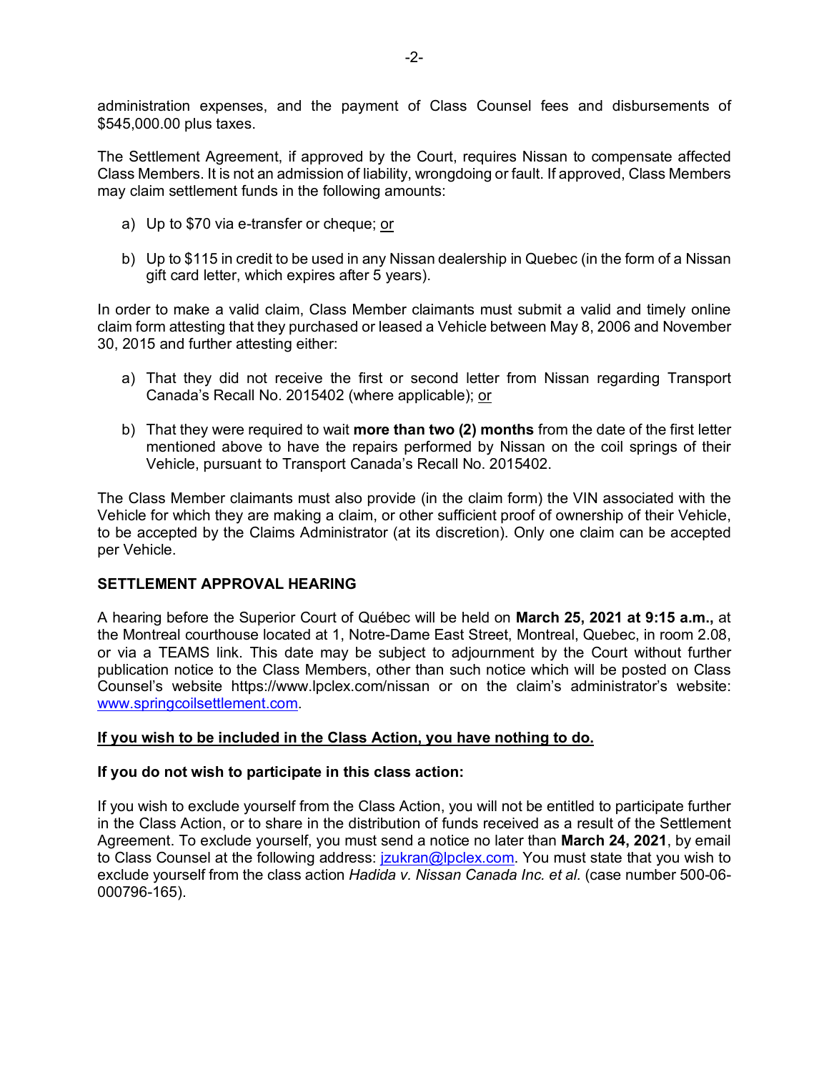administration expenses, and the payment of Class Counsel fees and disbursements of $545,000.00 plus taxes.

The Settlement Agreement, if approved by the Court, requires Nissan to compensate affected Class Members. It is not an admission of liability, wrongdoing or fault. If approved, Class Members may claim settlement funds in the following amounts:

a) Up to $70 via e-transfer or cheque; <u>or</u>

b) Up to $115 in credit to be used in any Nissan dealership in Quebec (in the form of a Nissan gift card letter, which expires after 5 years).

In order to make a valid claim, Class Member claimants must submit a valid and timely online claim form attesting that they purchased or leased a Vehicle between May 8, 2006 and November 30, 2015 and further attesting either:

a) That they did not receive the first or second letter from Nissan regarding Transport Canada's Recall No. 2015402 (where applicable); <u>or</u>

b) That they were required to wait **more than two (2) months** from the date of the first letter mentioned above to have the repairs performed by Nissan on the coil springs of their Vehicle, pursuant to Transport Canada's Recall No. 2015402.

The Class Member claimants must also provide (in the claim form) the VIN associated with the Vehicle for which they are making a claim, or other sufficient proof of ownership of their Vehicle, to be accepted by the Claims Administrator (at its discretion). Only one claim can be accepted per Vehicle.

**SETTLEMENT APPROVAL HEARING**

A hearing before the Superior Court of Québec will be held on **March 25, 2021 at 9:15 a.m.,** at the Montreal courthouse located at 1, Notre-Dame East Street, Montreal, Quebec, in room 2.08, or via a TEAMS link. This date may be subject to adjournment by the Court without further publication notice to the Class Members, other than such notice which will be posted on Class Counsel's website https://www.lpclex.com/nissan or on the claim's administrator's website: www.springcoilsettlement.com.

**<u>If you wish to be included in the Class Action, you have nothing to do.</u>**

**If you do not wish to participate in this class action:**

If you wish to exclude yourself from the Class Action, you will not be entitled to participate further in the Class Action, or to share in the distribution of funds received as a result of the Settlement Agreement. To exclude yourself, you must send a notice no later than **March 24, 2021**, by email to Class Counsel at the following address: jzukran@lpclex.com. You must state that you wish to exclude yourself from the class action *Hadida v. Nissan Canada Inc. et al.* (case number 500-06-000796-165).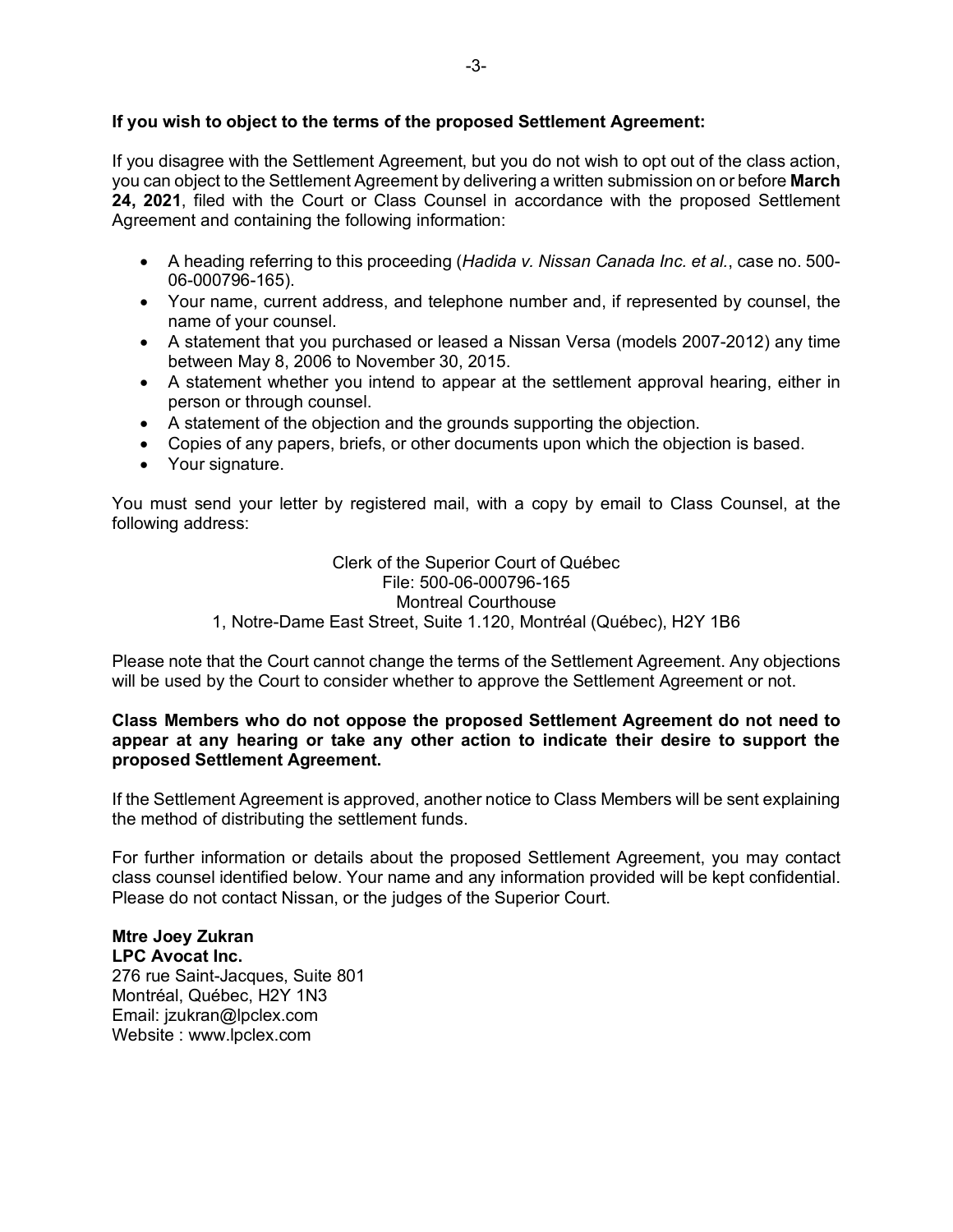**If you wish to object to the terms of the proposed Settlement Agreement:**

If you disagree with the Settlement Agreement, but you do not wish to opt out of the class action, you can object to the Settlement Agreement by delivering a written submission on or before **March 24, 2021**, filed with the Court or Class Counsel in accordance with the proposed Settlement Agreement and containing the following information:

- A heading referring to this proceeding (*Hadida v. Nissan Canada Inc. et al.*, case no. 500-06-000796-165).
- Your name, current address, and telephone number and, if represented by counsel, the name of your counsel.
- A statement that you purchased or leased a Nissan Versa (models 2007-2012) any time between May 8, 2006 to November 30, 2015.
- A statement whether you intend to appear at the settlement approval hearing, either in person or through counsel.
- A statement of the objection and the grounds supporting the objection.
- Copies of any papers, briefs, or other documents upon which the objection is based.
- Your signature.

You must send your letter by registered mail, with a copy by email to Class Counsel, at the following address:

Clerk of the Superior Court of Québec
File: 500-06-000796-165
Montreal Courthouse
1, Notre-Dame East Street, Suite 1.120, Montréal (Québec), H2Y 1B6

Please note that the Court cannot change the terms of the Settlement Agreement. Any objections will be used by the Court to consider whether to approve the Settlement Agreement or not.

**Class Members who do not oppose the proposed Settlement Agreement do not need to appear at any hearing or take any other action to indicate their desire to support the proposed Settlement Agreement.**

If the Settlement Agreement is approved, another notice to Class Members will be sent explaining the method of distributing the settlement funds.

For further information or details about the proposed Settlement Agreement, you may contact class counsel identified below. Your name and any information provided will be kept confidential. Please do not contact Nissan, or the judges of the Superior Court.

**Mtre Joey Zukran**
**LPC Avocat Inc.**
276 rue Saint-Jacques, Suite 801
Montréal, Québec, H2Y 1N3
Email: jzukran@lpclex.com
Website : www.lpclex.com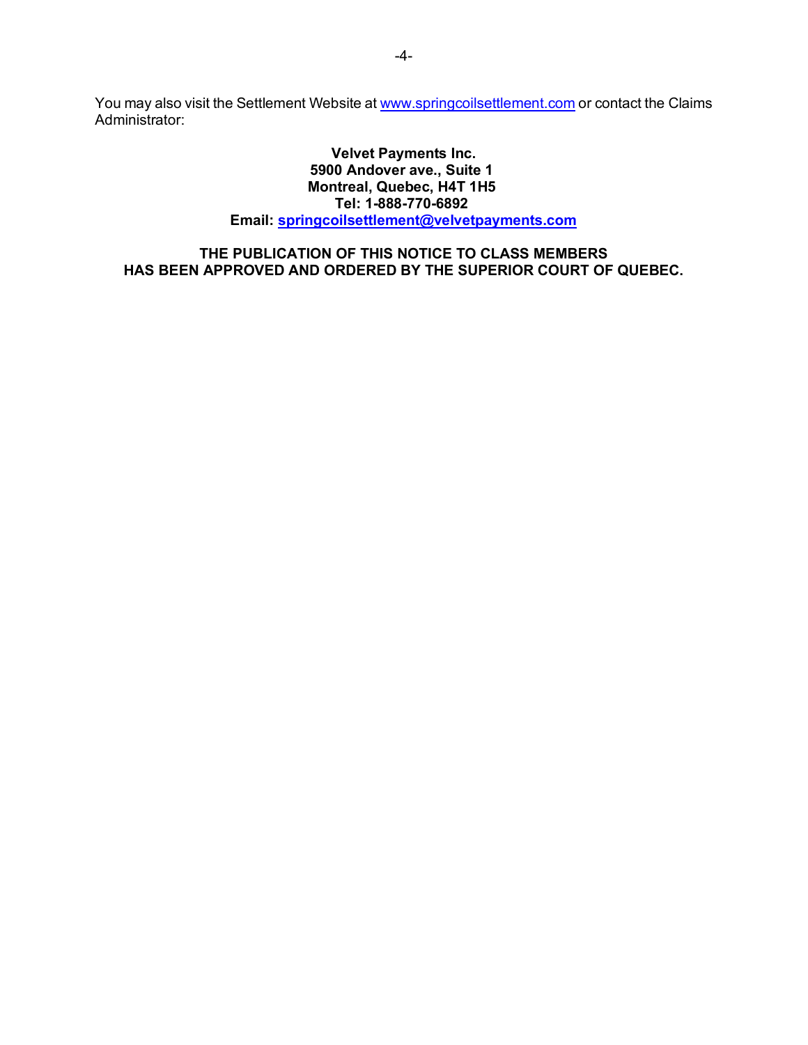You may also visit the Settlement Website at www.springcoilsettlement.com or contact the Claims Administrator:

**Velvet Payments Inc.**
**5900 Andover ave., Suite 1**
**Montreal, Quebec, H4T 1H5**
**Tel: 1-888-770-6892**
**Email: springcoilsettlement@velvetpayments.com**

**THE PUBLICATION OF THIS NOTICE TO CLASS MEMBERS HAS BEEN APPROVED AND ORDERED BY THE SUPERIOR COURT OF QUEBEC.**